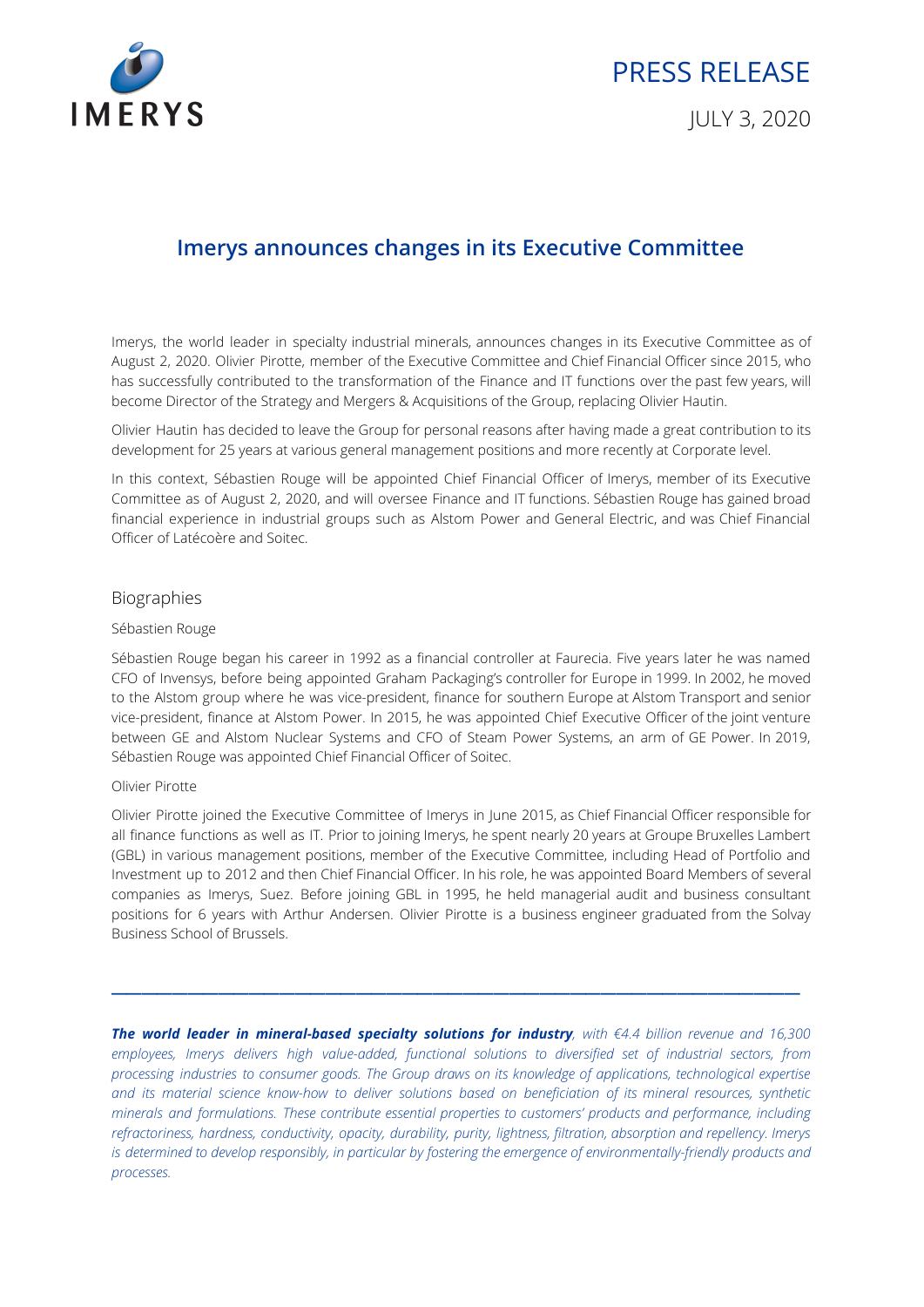IMERYS

PRESS RELEASE

JULY 3, 2020

# Imerys announces changes in its Executive Committee

Imerys, the world leader in specialty industrial minerals, announces changes in its Executive Committee as of August 2, 2020. Olivier Pirotte, member of the Executive Committee and Chief Financial Officer since 2015, who has successfully contributed to the transformation of the Finance and IT functions over the past few years, will become Director of the Strategy and Mergers & Acquisitions of the Group, replacing Olivier Hautin.

Olivier Hautin has decided to leave the Group for personal reasons after having made a great contribution to its development for 25 years at various general management positions and more recently at Corporate level.

In this context, Sébastien Rouge will be appointed Chief Financial Officer of Imerys, member of its Executive Committee as of August 2, 2020, and will oversee Finance and IT functions. Sébastien Rouge has gained broad financial experience in industrial groups such as Alstom Power and General Electric, and was Chief Financial Officer of Latécoère and Soitec.

## Biographies

### Sébastien Rouge

Sébastien Rouge began his career in 1992 as a financial controller at Faurecia. Five years later he was named CFO of Invensys, before being appointed Graham Packaging's controller for Europe in 1999. In 2002, he moved to the Alstom group where he was vice-president, finance for southern Europe at Alstom Transport and senior vice-president, finance at Alstom Power. In 2015, he was appointed Chief Executive Officer of the joint venture between GE and Alstom Nuclear Systems and CFO of Steam Power Systems, an arm of GE Power. In 2019, Sébastien Rouge was appointed Chief Financial Officer of Soitec.

### Olivier Pirotte

Olivier Pirotte joined the Executive Committee of Imerys in June 2015, as Chief Financial Officer responsible for all finance functions as well as IT. Prior to joining Imerys, he spent nearly 20 years at Groupe Bruxelles Lambert (GBL) in various management positions, member of the Executive Committee, including Head of Portfolio and Investment up to 2012 and then Chief Financial Officer. In his role, he was appointed Board Members of several companies as Imerys, Suez. Before joining GBL in 1995, he held managerial audit and business consultant positions for 6 years with Arthur Andersen. Olivier Pirotte is a business engineer graduated from the Solvay Business School of Brussels.

---

***The world leader in mineral-based specialty solutions for industry****, with €4.4 billion revenue and 16,300 employees, Imerys delivers high value-added, functional solutions to diversified set of industrial sectors, from processing industries to consumer goods. The Group draws on its knowledge of applications, technological expertise and its material science know-how to deliver solutions based on beneficiation of its mineral resources, synthetic minerals and formulations. These contribute essential properties to customers' products and performance, including refractoriness, hardness, conductivity, opacity, durability, purity, lightness, filtration, absorption and repellency. Imerys is determined to develop responsibly, in particular by fostering the emergence of environmentally-friendly products and processes.*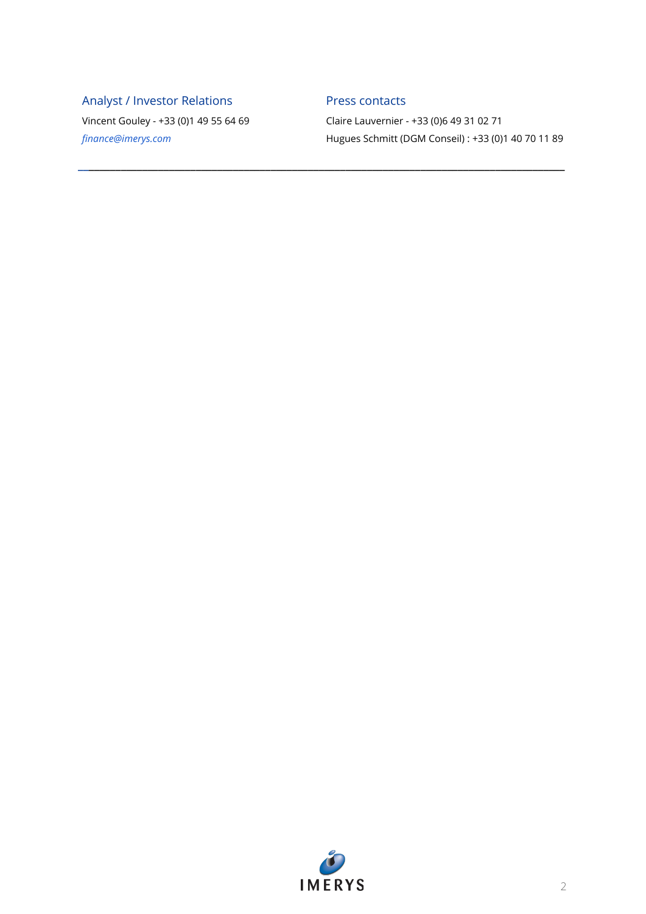### Analyst / Investor Relations

Vincent Gouley - +33 (0)1 49 55 64 69

*finance@imerys.com*

### Press contacts

Claire Lauvernier - +33 (0)6 49 31 02 71

Hugues Schmitt (DGM Conseil) : +33 (0)1 40 70 11 89